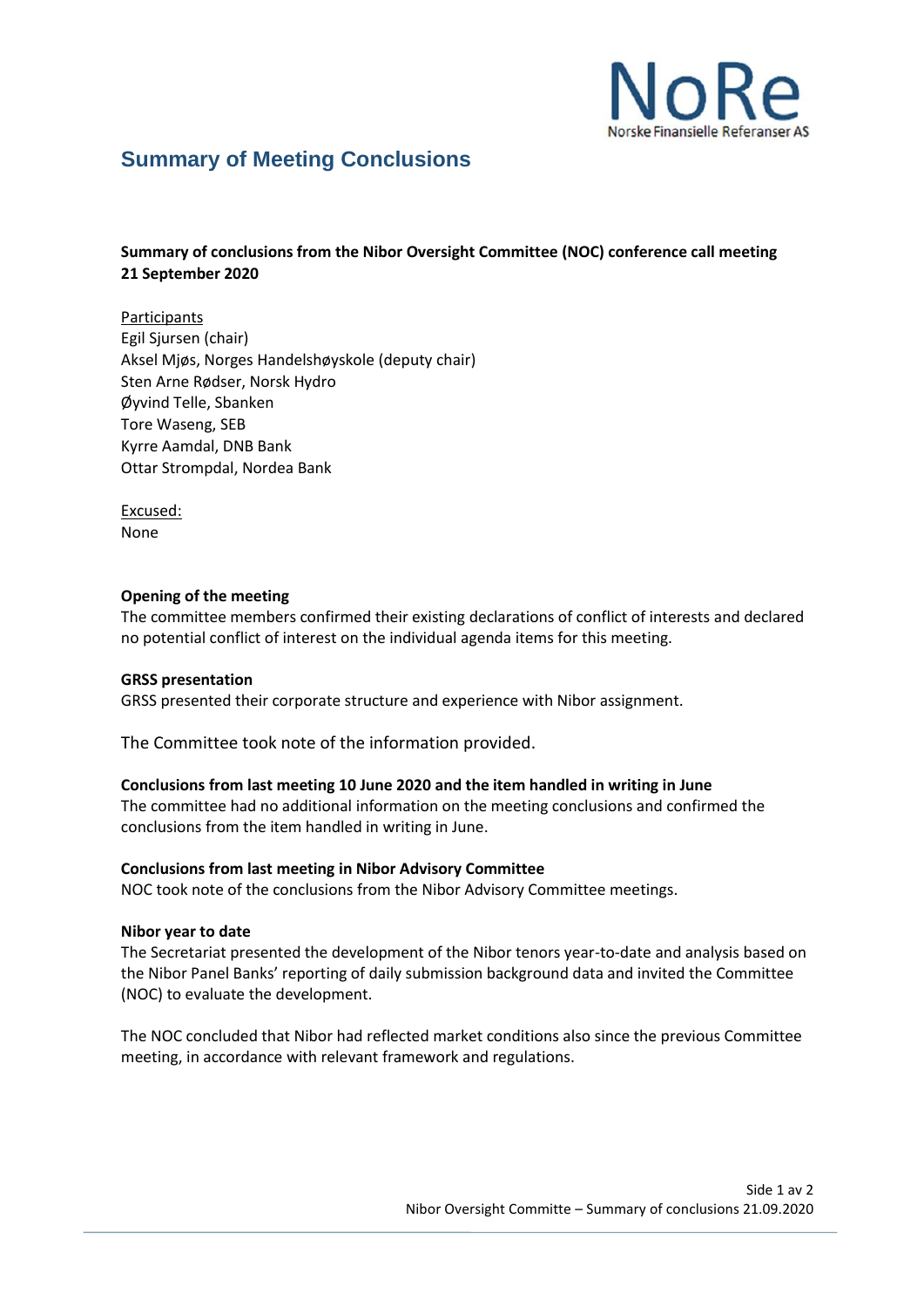NoRe
Norske Finansielle Referanser AS

# Summary of Meeting Conclusions

**Summary of conclusions from the Nibor Oversight Committee (NOC) conference call meeting 21 September 2020**

Participants
Egil Sjursen (chair)
Aksel Mjøs, Norges Handelshøyskole (deputy chair)
Sten Arne Rødser, Norsk Hydro
Øyvind Telle, Sbanken
Tore Waseng, SEB
Kyrre Aamdal, DNB Bank
Ottar Strompdal, Nordea Bank

Excused:
None

**Opening of the meeting**
The committee members confirmed their existing declarations of conflict of interests and declared no potential conflict of interest on the individual agenda items for this meeting.

**GRSS presentation**
GRSS presented their corporate structure and experience with Nibor assignment.

The Committee took note of the information provided.

**Conclusions from last meeting 10 June 2020 and the item handled in writing in June**
The committee had no additional information on the meeting conclusions and confirmed the conclusions from the item handled in writing in June.

**Conclusions from last meeting in Nibor Advisory Committee**
NOC took note of the conclusions from the Nibor Advisory Committee meetings.

**Nibor year to date**
The Secretariat presented the development of the Nibor tenors year-to-date and analysis based on the Nibor Panel Banks' reporting of daily submission background data and invited the Committee (NOC) to evaluate the development.

The NOC concluded that Nibor had reflected market conditions also since the previous Committee meeting, in accordance with relevant framework and regulations.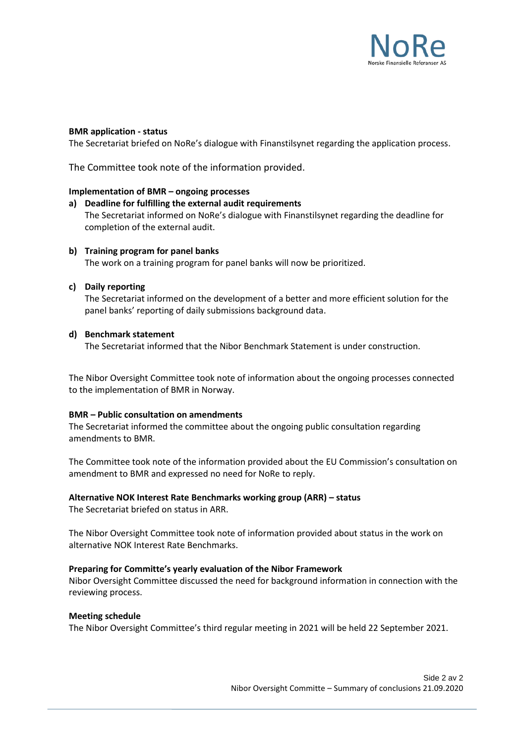**BMR application - status**

The Secretariat briefed on NoRe's dialogue with Finanstilsynet regarding the application process.

The Committee took note of the information provided.

**Implementation of BMR – ongoing processes**

**a) Deadline for fulfilling the external audit requirements**

The Secretariat informed on NoRe's dialogue with Finanstilsynet regarding the deadline for completion of the external audit.

**b) Training program for panel banks**

The work on a training program for panel banks will now be prioritized.

**c) Daily reporting**

The Secretariat informed on the development of a better and more efficient solution for the panel banks' reporting of daily submissions background data.

**d) Benchmark statement**

The Secretariat informed that the Nibor Benchmark Statement is under construction.

The Nibor Oversight Committee took note of information about the ongoing processes connected to the implementation of BMR in Norway.

**BMR – Public consultation on amendments**

The Secretariat informed the committee about the ongoing public consultation regarding amendments to BMR.

The Committee took note of the information provided about the EU Commission's consultation on amendment to BMR and expressed no need for NoRe to reply.

**Alternative NOK Interest Rate Benchmarks working group (ARR) – status**

The Secretariat briefed on status in ARR.

The Nibor Oversight Committee took note of information provided about status in the work on alternative NOK Interest Rate Benchmarks.

**Preparing for Committe's yearly evaluation of the Nibor Framework**

Nibor Oversight Committee discussed the need for background information in connection with the reviewing process.

**Meeting schedule**

The Nibor Oversight Committee's third regular meeting in 2021 will be held 22 September 2021.